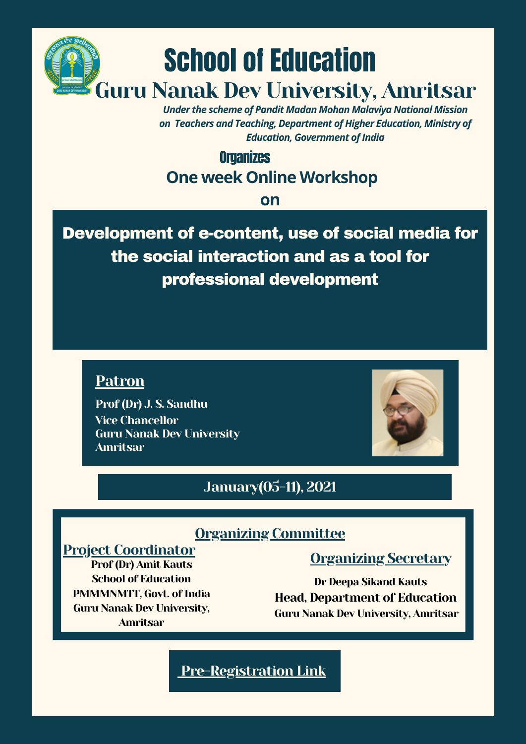# School of Education

## Guru Nanak Dev University, Amritsar

*Under the scheme of Pandit Madan Mohan Malaviya National Mission on Teachers and Teaching, Department of Higher Education, Ministry of Education, Government of India*

**Organizes**

**One week Online Workshop**

**on**

## Development of e-content, use of social media for the social interaction and as a tool for professional development

### Patron

**Prof (Dr) J. S. Sandhu**
**Vice Chancellor**
**Guru Nanak Dev University**
**Amritsar**

**January(05-11), 2021**

### Organizing Committee

**Project Coordinator**

**Prof (Dr) Amit Kauts**
**School of Education**
**PMMMNMTT, Govt. of India**
**Guru Nanak Dev University, Amritsar**

**Organizing Secretary**

**Dr Deepa Sikand Kauts**
**Head, Department of Education**
**Guru Nanak Dev University, Amritsar**

**Pre-Registration Link**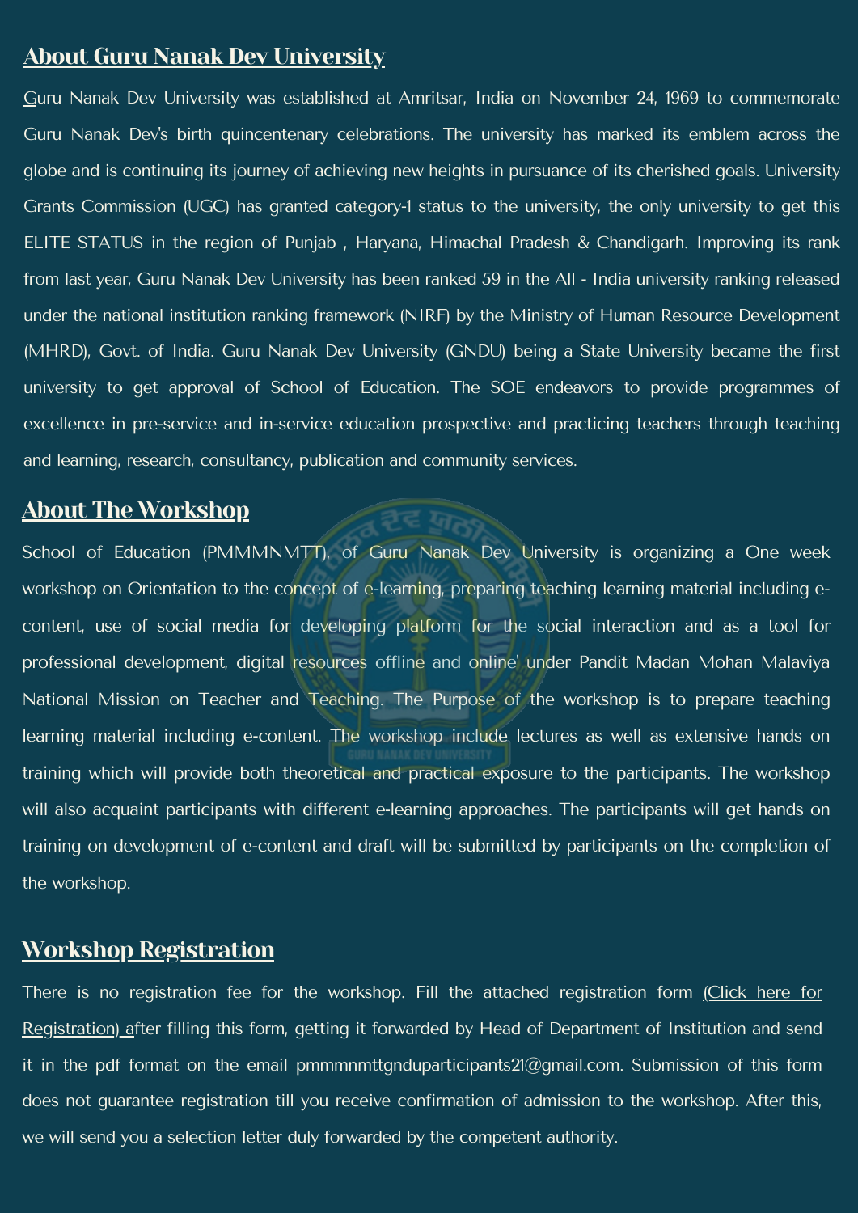## About Guru Nanak Dev University

Guru Nanak Dev University was established at Amritsar, India on November 24, 1969 to commemorate Guru Nanak Dev's birth quincentenary celebrations. The university has marked its emblem across the globe and is continuing its journey of achieving new heights in pursuance of its cherished goals. University Grants Commission (UGC) has granted category-1 status to the university, the only university to get this ELITE STATUS in the region of Punjab , Haryana, Himachal Pradesh & Chandigarh. Improving its rank from last year, Guru Nanak Dev University has been ranked 59 in the All - India university ranking released under the national institution ranking framework (NIRF) by the Ministry of Human Resource Development (MHRD), Govt. of India. Guru Nanak Dev University (GNDU) being a State University became the first university to get approval of School of Education. The SOE endeavors to provide programmes of excellence in pre-service and in-service education prospective and practicing teachers through teaching and learning, research, consultancy, publication and community services.

## About The Workshop

School of Education (PMMMNMTT), of Guru Nanak Dev University is organizing a One week workshop on Orientation to the concept of e-learning, preparing teaching learning material including e-content, use of social media for developing platform for the social interaction and as a tool for professional development, digital resources offline and online' under Pandit Madan Mohan Malaviya National Mission on Teacher and Teaching. The Purpose of the workshop is to prepare teaching learning material including e-content. The workshop include lectures as well as extensive hands on training which will provide both theoretical and practical exposure to the participants. The workshop will also acquaint participants with different e-learning approaches. The participants will get hands on training on development of e-content and draft will be submitted by participants on the completion of the workshop.

## Workshop Registration

There is no registration fee for the workshop. Fill the attached registration form (Click here for Registration) after filling this form, getting it forwarded by Head of Department of Institution and send it in the pdf format on the email pmmmnmttgnduparticipants21@gmail.com. Submission of this form does not guarantee registration till you receive confirmation of admission to the workshop. After this, we will send you a selection letter duly forwarded by the competent authority.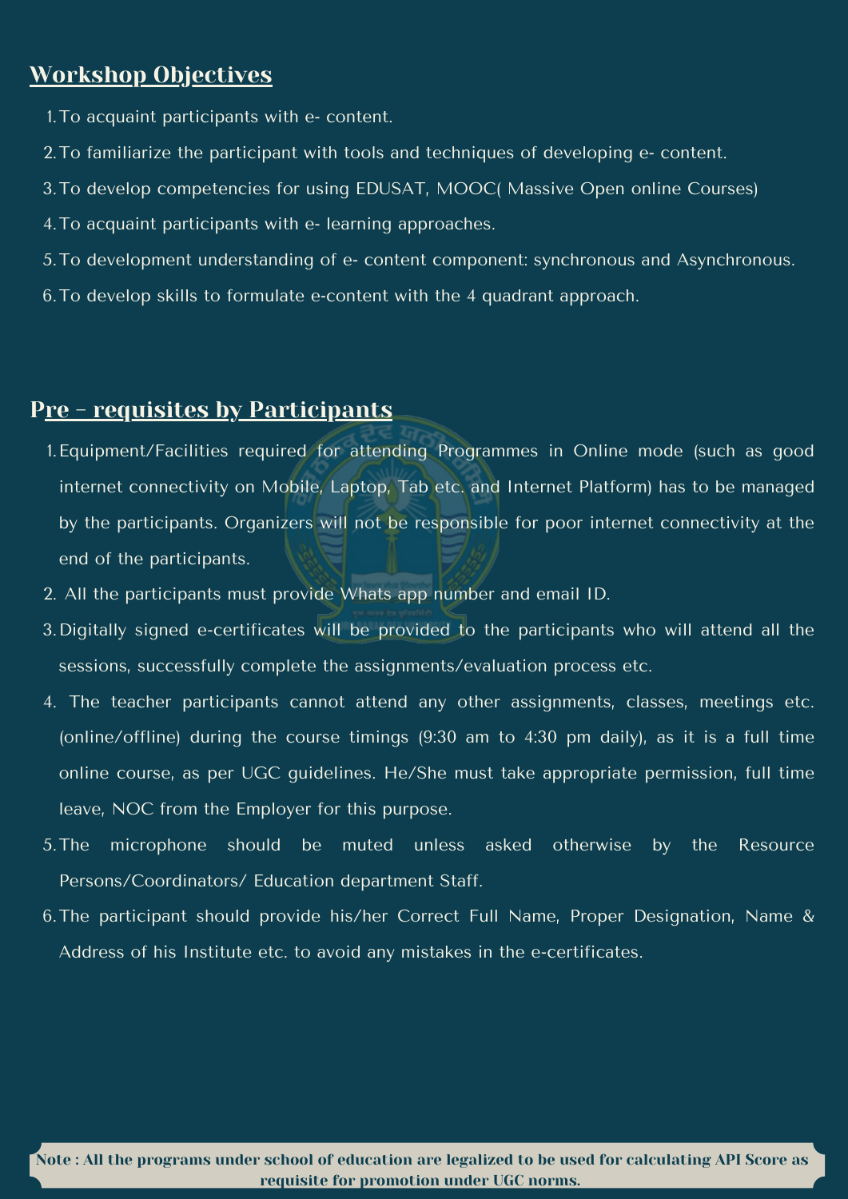## Workshop Objectives

1. To acquaint participants with e- content.
2. To familiarize the participant with tools and techniques of developing e- content.
3. To develop competencies for using EDUSAT, MOOC( Massive Open online Courses)
4. To acquaint participants with e- learning approaches.
5. To development understanding of e- content component: synchronous and Asynchronous.
6. To develop skills to formulate e-content with the 4 quadrant approach.

## Pre - requisites by Participants

1. Equipment/Facilities required for attending Programmes in Online mode (such as good internet connectivity on Mobile, Laptop, Tab etc. and Internet Platform) has to be managed by the participants. Organizers will not be responsible for poor internet connectivity at the end of the participants.
2. All the participants must provide Whats app number and email ID.
3. Digitally signed e-certificates will be provided to the participants who will attend all the sessions, successfully complete the assignments/evaluation process etc.
4. The teacher participants cannot attend any other assignments, classes, meetings etc. (online/offline) during the course timings (9:30 am to 4:30 pm daily), as it is a full time online course, as per UGC guidelines. He/She must take appropriate permission, full time leave, NOC from the Employer for this purpose.
5. The microphone should be muted unless asked otherwise by the Resource Persons/Coordinators/ Education department Staff.
6. The participant should provide his/her Correct Full Name, Proper Designation, Name & Address of his Institute etc. to avoid any mistakes in the e-certificates.

**Note : All the programs under school of education are legalized to be used for calculating API Score as requisite for promotion under UGC norms.**